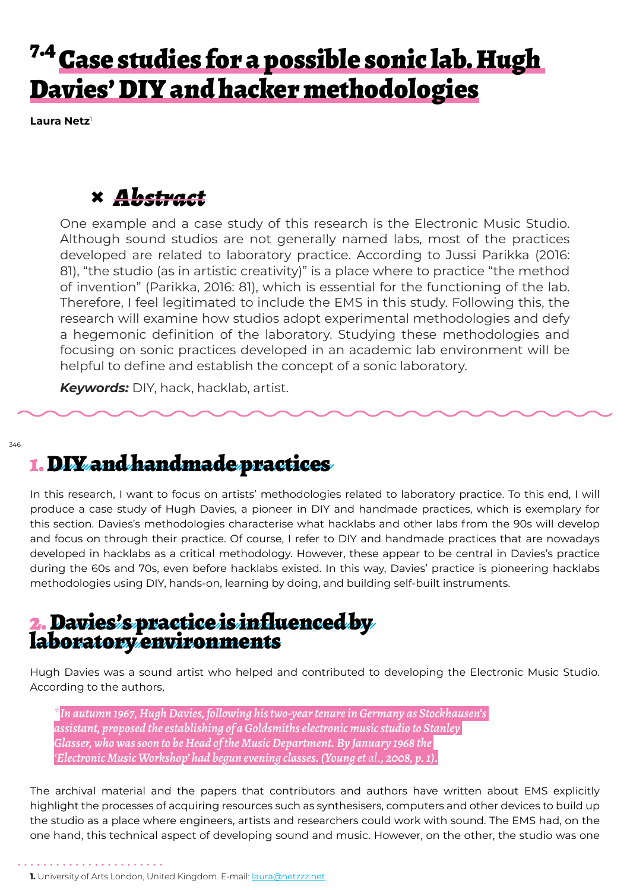# 7.4 Case studies for a possible sonic lab. Hugh Davies' DIY and hacker methodologies

**Laura Netz**[1]

## Abstract

One example and a case study of this research is the Electronic Music Studio. Although sound studios are not generally named labs, most of the practices developed are related to laboratory practice. According to Jussi Parikka (2016: 81), "the studio (as in artistic creativity)" is a place where to practice "the method of invention" (Parikka, 2016: 81), which is essential for the functioning of the lab. Therefore, I feel legitimated to include the EMS in this study. Following this, the research will examine how studios adopt experimental methodologies and defy a hegemonic definition of the laboratory. Studying these methodologies and focusing on sonic practices developed in an academic lab environment will be helpful to define and establish the concept of a sonic laboratory.

***Keywords:*** DIY, hack, hacklab, artist.

## 1. DIY and handmade practices

In this research, I want to focus on artists' methodologies related to laboratory practice. To this end, I will produce a case study of Hugh Davies, a pioneer in DIY and handmade practices, which is exemplary for this section. Davies's methodologies characterise what hacklabs and other labs from the 90s will develop and focus on through their practice. Of course, I refer to DIY and handmade practices that are nowadays developed in hacklabs as a critical methodology. However, these appear to be central in Davies's practice during the 60s and 70s, even before hacklabs existed. In this way, Davies' practice is pioneering hacklabs methodologies using DIY, hands-on, learning by doing, and building self-built instruments.

## 2. Davies's practice is influenced by laboratory environments

Hugh Davies was a sound artist who helped and contributed to developing the Electronic Music Studio. According to the authors,

> *In autumn 1967, Hugh Davies, following his two-year tenure in Germany as Stockhausen's assistant, proposed the establishing of a Goldsmiths electronic music studio to Stanley Glasser, who was soon to be Head of the Music Department. By January 1968 the 'Electronic Music Workshop' had begun evening classes. (Young et al., 2008, p. 1).*

The archival material and the papers that contributors and authors have written about EMS explicitly highlight the processes of acquiring resources such as synthesisers, computers and other devices to build up the studio as a place where engineers, artists and researchers could work with sound. The EMS had, on the one hand, this technical aspect of developing sound and music. However, on the other, the studio was one

---

**1.** University of Arts London, United Kingdom. E-mail: laura@netzzz.net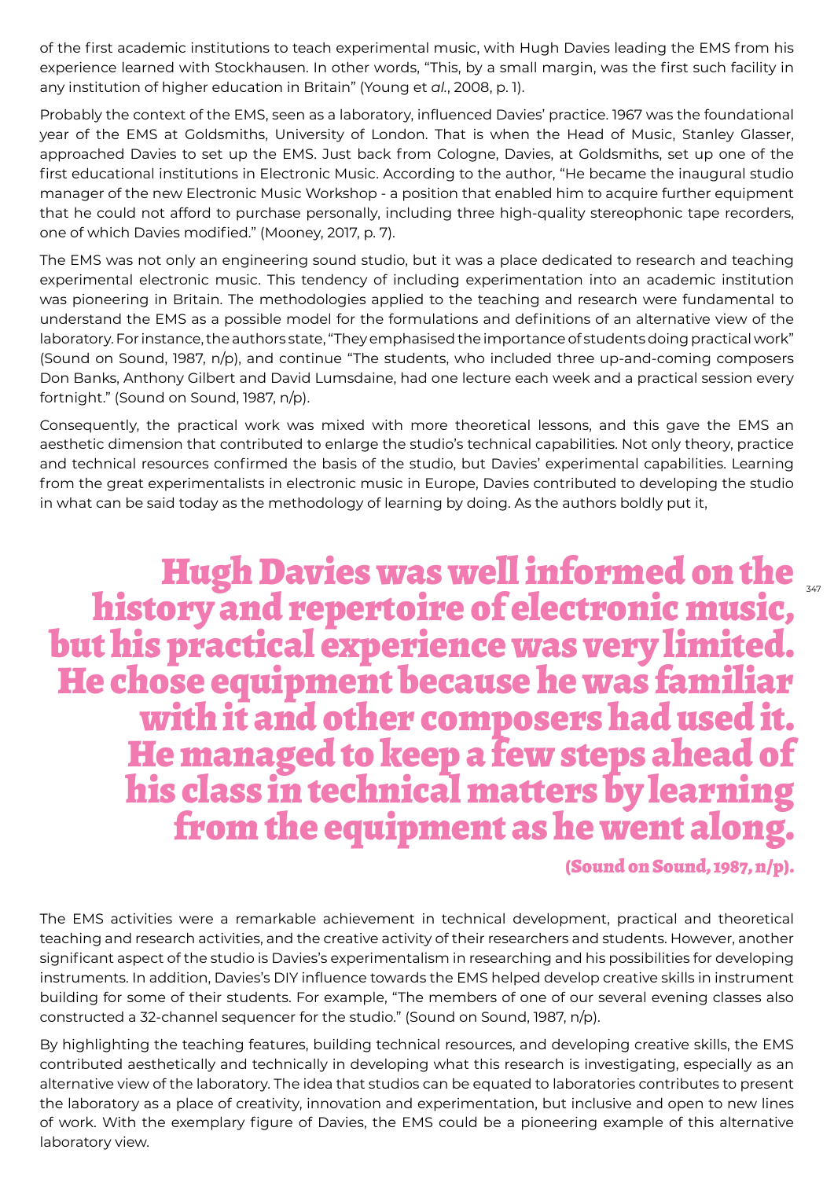of the first academic institutions to teach experimental music, with Hugh Davies leading the EMS from his experience learned with Stockhausen. In other words, "This, by a small margin, was the first such facility in any institution of higher education in Britain" (Young et *al.*, 2008, p. 1).

Probably the context of the EMS, seen as a laboratory, influenced Davies' practice. 1967 was the foundational year of the EMS at Goldsmiths, University of London. That is when the Head of Music, Stanley Glasser, approached Davies to set up the EMS. Just back from Cologne, Davies, at Goldsmiths, set up one of the first educational institutions in Electronic Music. According to the author, "He became the inaugural studio manager of the new Electronic Music Workshop - a position that enabled him to acquire further equipment that he could not afford to purchase personally, including three high-quality stereophonic tape recorders, one of which Davies modified." (Mooney, 2017, p. 7).

The EMS was not only an engineering sound studio, but it was a place dedicated to research and teaching experimental electronic music. This tendency of including experimentation into an academic institution was pioneering in Britain. The methodologies applied to the teaching and research were fundamental to understand the EMS as a possible model for the formulations and definitions of an alternative view of the laboratory. For instance, the authors state, "They emphasised the importance of students doing practical work" (Sound on Sound, 1987, n/p), and continue "The students, who included three up-and-coming composers Don Banks, Anthony Gilbert and David Lumsdaine, had one lecture each week and a practical session every fortnight." (Sound on Sound, 1987, n/p).

Consequently, the practical work was mixed with more theoretical lessons, and this gave the EMS an aesthetic dimension that contributed to enlarge the studio's technical capabilities. Not only theory, practice and technical resources confirmed the basis of the studio, but Davies' experimental capabilities. Learning from the great experimentalists in electronic music in Europe, Davies contributed to developing the studio in what can be said today as the methodology of learning by doing. As the authors boldly put it,

> **Hugh Davies was well informed on the history and repertoire of electronic music, but his practical experience was very limited. He chose equipment because he was familiar with it and other composers had used it. He managed to keep a few steps ahead of his class in technical matters by learning from the equipment as he went along.**
>
> **(Sound on Sound, 1987, n/p).**

The EMS activities were a remarkable achievement in technical development, practical and theoretical teaching and research activities, and the creative activity of their researchers and students. However, another significant aspect of the studio is Davies's experimentalism in researching and his possibilities for developing instruments. In addition, Davies's DIY influence towards the EMS helped develop creative skills in instrument building for some of their students. For example, "The members of one of our several evening classes also constructed a 32-channel sequencer for the studio." (Sound on Sound, 1987, n/p).

By highlighting the teaching features, building technical resources, and developing creative skills, the EMS contributed aesthetically and technically in developing what this research is investigating, especially as an alternative view of the laboratory. The idea that studios can be equated to laboratories contributes to present the laboratory as a place of creativity, innovation and experimentation, but inclusive and open to new lines of work. With the exemplary figure of Davies, the EMS could be a pioneering example of this alternative laboratory view.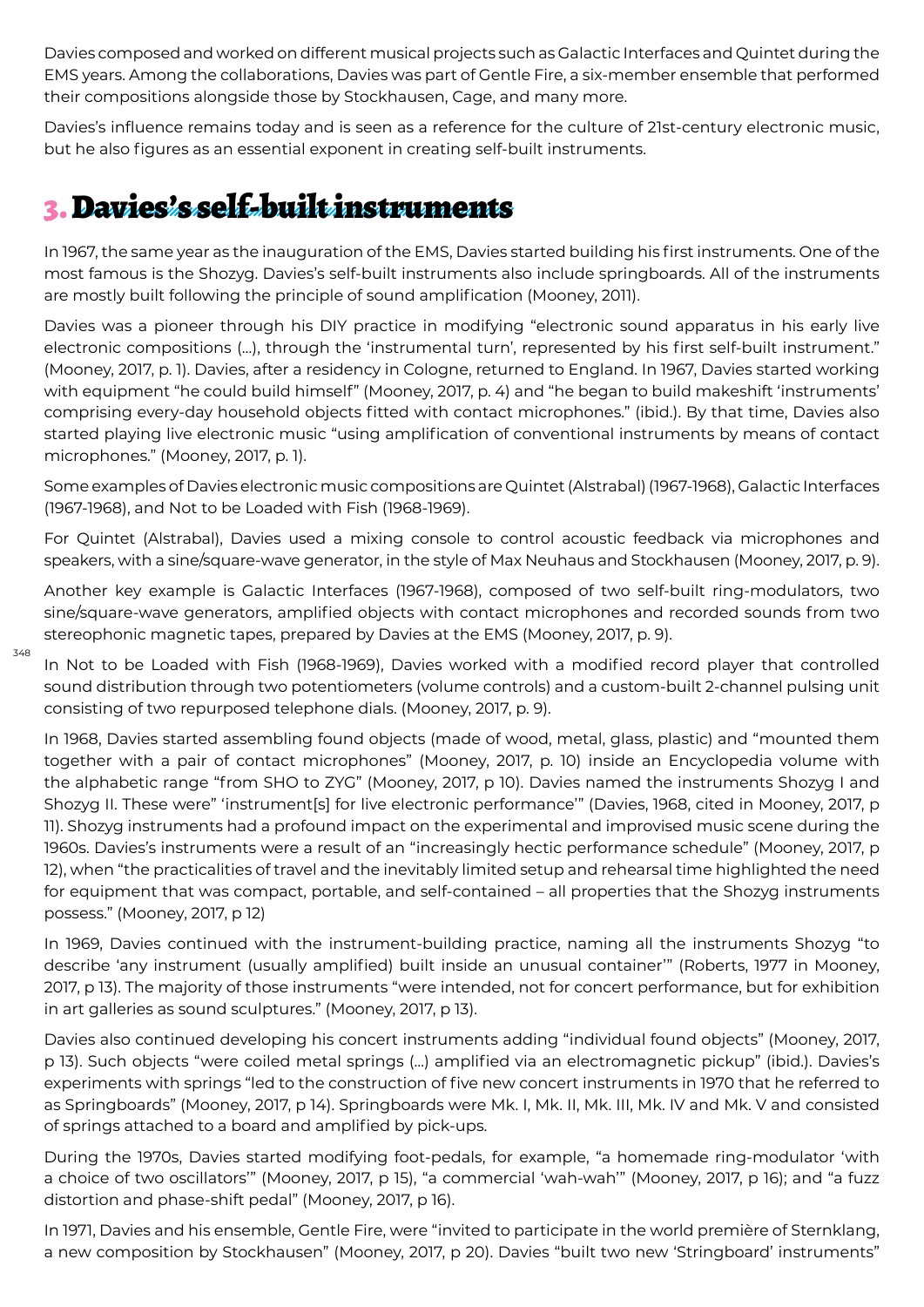Davies composed and worked on different musical projects such as Galactic Interfaces and Quintet during the EMS years. Among the collaborations, Davies was part of Gentle Fire, a six-member ensemble that performed their compositions alongside those by Stockhausen, Cage, and many more.

Davies's influence remains today and is seen as a reference for the culture of 21st-century electronic music, but he also figures as an essential exponent in creating self-built instruments.

## 3. Davies's self-built instruments

In 1967, the same year as the inauguration of the EMS, Davies started building his first instruments. One of the most famous is the Shozyg. Davies's self-built instruments also include springboards. All of the instruments are mostly built following the principle of sound amplification (Mooney, 2011).

Davies was a pioneer through his DIY practice in modifying "electronic sound apparatus in his early live electronic compositions (...), through the 'instrumental turn', represented by his first self-built instrument." (Mooney, 2017, p. 1). Davies, after a residency in Cologne, returned to England. In 1967, Davies started working with equipment "he could build himself" (Mooney, 2017, p. 4) and "he began to build makeshift 'instruments' comprising every-day household objects fitted with contact microphones." (ibid.). By that time, Davies also started playing live electronic music "using amplification of conventional instruments by means of contact microphones." (Mooney, 2017, p. 1).

Some examples of Davies electronic music compositions are Quintet (Alstrabal) (1967-1968), Galactic Interfaces (1967-1968), and Not to be Loaded with Fish (1968-1969).

For Quintet (Alstrabal), Davies used a mixing console to control acoustic feedback via microphones and speakers, with a sine/square-wave generator, in the style of Max Neuhaus and Stockhausen (Mooney, 2017, p. 9).

Another key example is Galactic Interfaces (1967-1968), composed of two self-built ring-modulators, two sine/square-wave generators, amplified objects with contact microphones and recorded sounds from two stereophonic magnetic tapes, prepared by Davies at the EMS (Mooney, 2017, p. 9).

In Not to be Loaded with Fish (1968-1969), Davies worked with a modified record player that controlled sound distribution through two potentiometers (volume controls) and a custom-built 2-channel pulsing unit consisting of two repurposed telephone dials. (Mooney, 2017, p. 9).

In 1968, Davies started assembling found objects (made of wood, metal, glass, plastic) and "mounted them together with a pair of contact microphones" (Mooney, 2017, p. 10) inside an Encyclopedia volume with the alphabetic range "from SHO to ZYG" (Mooney, 2017, p 10). Davies named the instruments Shozyg I and Shozyg II. These were" 'instrument[s] for live electronic performance'" (Davies, 1968, cited in Mooney, 2017, p 11). Shozyg instruments had a profound impact on the experimental and improvised music scene during the 1960s. Davies's instruments were a result of an "increasingly hectic performance schedule" (Mooney, 2017, p 12), when "the practicalities of travel and the inevitably limited setup and rehearsal time highlighted the need for equipment that was compact, portable, and self-contained – all properties that the Shozyg instruments possess." (Mooney, 2017, p 12)

In 1969, Davies continued with the instrument-building practice, naming all the instruments Shozyg "to describe 'any instrument (usually amplified) built inside an unusual container'" (Roberts, 1977 in Mooney, 2017, p 13). The majority of those instruments "were intended, not for concert performance, but for exhibition in art galleries as sound sculptures." (Mooney, 2017, p 13).

Davies also continued developing his concert instruments adding "individual found objects" (Mooney, 2017, p 13). Such objects "were coiled metal springs (...) amplified via an electromagnetic pickup" (ibid.). Davies's experiments with springs "led to the construction of five new concert instruments in 1970 that he referred to as Springboards" (Mooney, 2017, p 14). Springboards were Mk. I, Mk. II, Mk. III, Mk. IV and Mk. V and consisted of springs attached to a board and amplified by pick-ups.

During the 1970s, Davies started modifying foot-pedals, for example, "a homemade ring-modulator 'with a choice of two oscillators'" (Mooney, 2017, p 15), "a commercial 'wah-wah'" (Mooney, 2017, p 16); and "a fuzz distortion and phase-shift pedal" (Mooney, 2017, p 16).

In 1971, Davies and his ensemble, Gentle Fire, were "invited to participate in the world première of Sternklang, a new composition by Stockhausen" (Mooney, 2017, p 20). Davies "built two new 'Stringboard' instruments"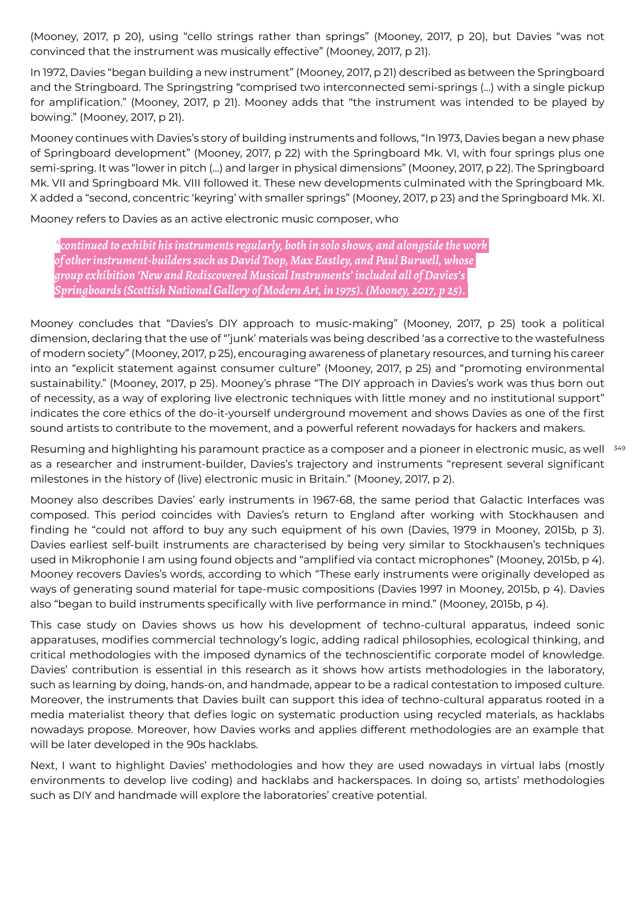(Mooney, 2017, p 20), using "cello strings rather than springs" (Mooney, 2017, p 20), but Davies "was not convinced that the instrument was musically effective" (Mooney, 2017, p 21).

In 1972, Davies "began building a new instrument" (Mooney, 2017, p 21) described as between the Springboard and the Stringboard. The Springstring "comprised two interconnected semi-springs (...) with a single pickup for amplification." (Mooney, 2017, p 21). Mooney adds that "the instrument was intended to be played by bowing." (Mooney, 2017, p 21).

Mooney continues with Davies's story of building instruments and follows, "In 1973, Davies began a new phase of Springboard development" (Mooney, 2017, p 22) with the Springboard Mk. VI, with four springs plus one semi-spring. It was "lower in pitch (...) and larger in physical dimensions" (Mooney, 2017, p 22). The Springboard Mk. VII and Springboard Mk. VIII followed it. These new developments culminated with the Springboard Mk. X added a "second, concentric 'keyring' with smaller springs" (Mooney, 2017, p 23) and the Springboard Mk. XI.

Mooney refers to Davies as an active electronic music composer, who

> *"continued to exhibit his instruments regularly, both in solo shows, and alongside the work of other instrument-builders such as David Toop, Max Eastley, and Paul Burwell, whose group exhibition 'New and Rediscovered Musical Instruments' included all of Davies's Springboards (Scottish National Gallery of Modern Art, in 1975). (Mooney, 2017, p 25).*

Mooney concludes that "Davies's DIY approach to music-making" (Mooney, 2017, p 25) took a political dimension, declaring that the use of "'junk' materials was being described 'as a corrective to the wastefulness of modern society" (Mooney, 2017, p 25), encouraging awareness of planetary resources, and turning his career into an "explicit statement against consumer culture" (Mooney, 2017, p 25) and "promoting environmental sustainability." (Mooney, 2017, p 25). Mooney's phrase "The DIY approach in Davies's work was thus born out of necessity, as a way of exploring live electronic techniques with little money and no institutional support" indicates the core ethics of the do-it-yourself underground movement and shows Davies as one of the first sound artists to contribute to the movement, and a powerful referent nowadays for hackers and makers.

Resuming and highlighting his paramount practice as a composer and a pioneer in electronic music, as well as a researcher and instrument-builder, Davies's trajectory and instruments "represent several significant milestones in the history of (live) electronic music in Britain." (Mooney, 2017, p 2).

Mooney also describes Davies' early instruments in 1967-68, the same period that Galactic Interfaces was composed. This period coincides with Davies's return to England after working with Stockhausen and finding he "could not afford to buy any such equipment of his own (Davies, 1979 in Mooney, 2015b, p 3). Davies earliest self-built instruments are characterised by being very similar to Stockhausen's techniques used in Mikrophonie I am using found objects and "amplified via contact microphones" (Mooney, 2015b, p 4). Mooney recovers Davies's words, according to which "These early instruments were originally developed as ways of generating sound material for tape-music compositions (Davies 1997 in Mooney, 2015b, p 4). Davies also "began to build instruments specifically with live performance in mind." (Mooney, 2015b, p 4).

This case study on Davies shows us how his development of techno-cultural apparatus, indeed sonic apparatuses, modifies commercial technology's logic, adding radical philosophies, ecological thinking, and critical methodologies with the imposed dynamics of the technoscientific corporate model of knowledge. Davies' contribution is essential in this research as it shows how artists methodologies in the laboratory, such as learning by doing, hands-on, and handmade, appear to be a radical contestation to imposed culture. Moreover, the instruments that Davies built can support this idea of techno-cultural apparatus rooted in a media materialist theory that defies logic on systematic production using recycled materials, as hacklabs nowadays propose. Moreover, how Davies works and applies different methodologies are an example that will be later developed in the 90s hacklabs.

Next, I want to highlight Davies' methodologies and how they are used nowadays in virtual labs (mostly environments to develop live coding) and hacklabs and hackerspaces. In doing so, artists' methodologies such as DIY and handmade will explore the laboratories' creative potential.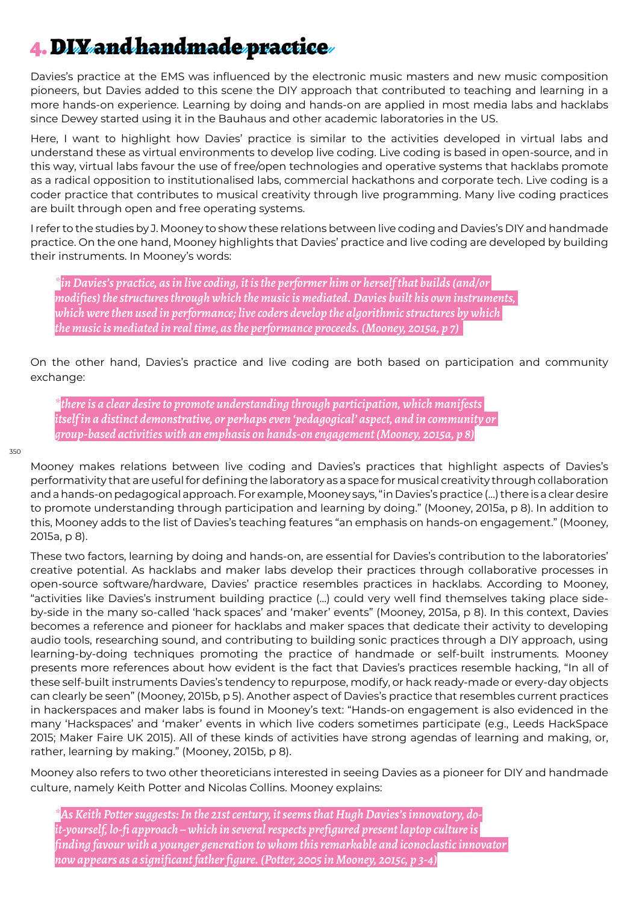# 4. DIY and handmade practice

Davies's practice at the EMS was influenced by the electronic music masters and new music composition pioneers, but Davies added to this scene the DIY approach that contributed to teaching and learning in a more hands-on experience. Learning by doing and hands-on are applied in most media labs and hacklabs since Dewey started using it in the Bauhaus and other academic laboratories in the US.

Here, I want to highlight how Davies' practice is similar to the activities developed in virtual labs and understand these as virtual environments to develop live coding. Live coding is based in open-source, and in this way, virtual labs favour the use of free/open technologies and operative systems that hacklabs promote as a radical opposition to institutionalised labs, commercial hackathons and corporate tech. Live coding is a coder practice that contributes to musical creativity through live programming. Many live coding practices are built through open and free operating systems.

I refer to the studies by J. Mooney to show these relations between live coding and Davies's DIY and handmade practice. On the one hand, Mooney highlights that Davies' practice and live coding are developed by building their instruments. In Mooney's words:

> *in Davies's practice, as in live coding, it is the performer him or herself that builds (and/or modifies) the structures through which the music is mediated. Davies built his own instruments, which were then used in performance; live coders develop the algorithmic structures by which the music is mediated in real time, as the performance proceeds. (Mooney, 2015a, p 7)*

On the other hand, Davies's practice and live coding are both based on participation and community exchange:

> *there is a clear desire to promote understanding through participation, which manifests itself in a distinct demonstrative, or perhaps even 'pedagogical' aspect, and in community or group-based activities with an emphasis on hands-on engagement (Mooney, 2015a, p 8)*

Mooney makes relations between live coding and Davies's practices that highlight aspects of Davies's performativity that are useful for defining the laboratory as a space for musical creativity through collaboration and a hands-on pedagogical approach. For example, Mooney says, "in Davies's practice (...) there is a clear desire to promote understanding through participation and learning by doing." (Mooney, 2015a, p 8). In addition to this, Mooney adds to the list of Davies's teaching features "an emphasis on hands-on engagement." (Mooney, 2015a, p 8).

These two factors, learning by doing and hands-on, are essential for Davies's contribution to the laboratories' creative potential. As hacklabs and maker labs develop their practices through collaborative processes in open-source software/hardware, Davies' practice resembles practices in hacklabs. According to Mooney, "activities like Davies's instrument building practice (...) could very well find themselves taking place side-by-side in the many so-called 'hack spaces' and 'maker' events" (Mooney, 2015a, p 8). In this context, Davies becomes a reference and pioneer for hacklabs and maker spaces that dedicate their activity to developing audio tools, researching sound, and contributing to building sonic practices through a DIY approach, using learning-by-doing techniques promoting the practice of handmade or self-built instruments. Mooney presents more references about how evident is the fact that Davies's practices resemble hacking, "In all of these self-built instruments Davies's tendency to repurpose, modify, or hack ready-made or every-day objects can clearly be seen" (Mooney, 2015b, p 5). Another aspect of Davies's practice that resembles current practices in hackerspaces and maker labs is found in Mooney's text: "Hands-on engagement is also evidenced in the many 'Hackspaces' and 'maker' events in which live coders sometimes participate (e.g., Leeds HackSpace 2015; Maker Faire UK 2015). All of these kinds of activities have strong agendas of learning and making, or, rather, learning by making." (Mooney, 2015b, p 8).

Mooney also refers to two other theoreticians interested in seeing Davies as a pioneer for DIY and handmade culture, namely Keith Potter and Nicolas Collins. Mooney explains:

> *As Keith Potter suggests: In the 21st century, it seems that Hugh Davies's innovatory, do-it-yourself, lo-fi approach – which in several respects prefigured present laptop culture is finding favour with a younger generation to whom this remarkable and iconoclastic innovator now appears as a significant father figure. (Potter, 2005 in Mooney, 2015c, p 3-4)*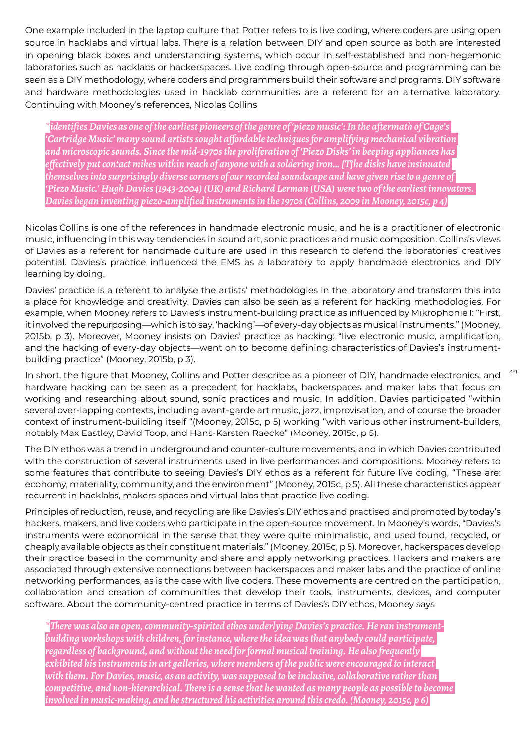One example included in the laptop culture that Potter refers to is live coding, where coders are using open source in hacklabs and virtual labs. There is a relation between DIY and open source as both are interested in opening black boxes and understanding systems, which occur in self-established and non-hegemonic laboratories such as hacklabs or hackerspaces. Live coding through open-source and programming can be seen as a DIY methodology, where coders and programmers build their software and programs. DIY software and hardware methodologies used in hacklab communities are a referent for an alternative laboratory. Continuing with Mooney's references, Nicolas Collins

> *identifies Davies as one of the earliest pioneers of the genre of 'piezo music': In the aftermath of Cage's 'Cartridge Music' many sound artists sought affordable techniques for amplifying mechanical vibration and microscopic sounds. Since the mid-1970s the proliferation of 'Piezo Disks' in beeping appliances has effectively put contact mikes within reach of anyone with a soldering iron... [T]he disks have insinuated themselves into surprisingly diverse corners of our recorded soundscape and have given rise to a genre of 'Piezo Music.' Hugh Davies (1943-2004) (UK) and Richard Lerman (USA) were two of the earliest innovators. Davies began inventing piezo-amplified instruments in the 1970s (Collins, 2009 in Mooney, 2015c, p 4)*

Nicolas Collins is one of the references in handmade electronic music, and he is a practitioner of electronic music, influencing in this way tendencies in sound art, sonic practices and music composition. Collins's views of Davies as a referent for handmade culture are used in this research to defend the laboratories' creatives potential. Davies's practice influenced the EMS as a laboratory to apply handmade electronics and DIY learning by doing.

Davies' practice is a referent to analyse the artists' methodologies in the laboratory and transform this into a place for knowledge and creativity. Davies can also be seen as a referent for hacking methodologies. For example, when Mooney refers to Davies's instrument-building practice as influenced by Mikrophonie I: "First, it involved the repurposing—which is to say, 'hacking'—of every-day objects as musical instruments." (Mooney, 2015b, p 3). Moreover, Mooney insists on Davies' practice as hacking: "live electronic music, amplification, and the hacking of every-day objects—went on to become defining characteristics of Davies's instrument-building practice" (Mooney, 2015b, p 3).

In short, the figure that Mooney, Collins and Potter describe as a pioneer of DIY, handmade electronics, and hardware hacking can be seen as a precedent for hacklabs, hackerspaces and maker labs that focus on working and researching about sound, sonic practices and music. In addition, Davies participated "within several over-lapping contexts, including avant-garde art music, jazz, improvisation, and of course the broader context of instrument-building itself "(Mooney, 2015c, p 5) working "with various other instrument-builders, notably Max Eastley, David Toop, and Hans-Karsten Raecke" (Mooney, 2015c, p 5).

The DIY ethos was a trend in underground and counter-culture movements, and in which Davies contributed with the construction of several instruments used in live performances and compositions. Mooney refers to some features that contribute to seeing Davies's DIY ethos as a referent for future live coding, "These are: economy, materiality, community, and the environment" (Mooney, 2015c, p 5). All these characteristics appear recurrent in hacklabs, makers spaces and virtual labs that practice live coding.

Principles of reduction, reuse, and recycling are like Davies's DIY ethos and practised and promoted by today's hackers, makers, and live coders who participate in the open-source movement. In Mooney's words, "Davies's instruments were economical in the sense that they were quite minimalistic, and used found, recycled, or cheaply available objects as their constituent materials." (Mooney, 2015c, p 5). Moreover, hackerspaces develop their practice based in the community and share and apply networking practices. Hackers and makers are associated through extensive connections between hackerspaces and maker labs and the practice of online networking performances, as is the case with live coders. These movements are centred on the participation, collaboration and creation of communities that develop their tools, instruments, devices, and computer software. About the community-centred practice in terms of Davies's DIY ethos, Mooney says

> *There was also an open, community-spirited ethos underlying Davies's practice. He ran instrument-building workshops with children, for instance, where the idea was that anybody could participate, regardless of background, and without the need for formal musical training. He also frequently exhibited his instruments in art galleries, where members of the public were encouraged to interact with them. For Davies, music, as an activity, was supposed to be inclusive, collaborative rather than competitive, and non-hierarchical. There is a sense that he wanted as many people as possible to become involved in music-making, and he structured his activities around this credo. (Mooney, 2015c, p 6)*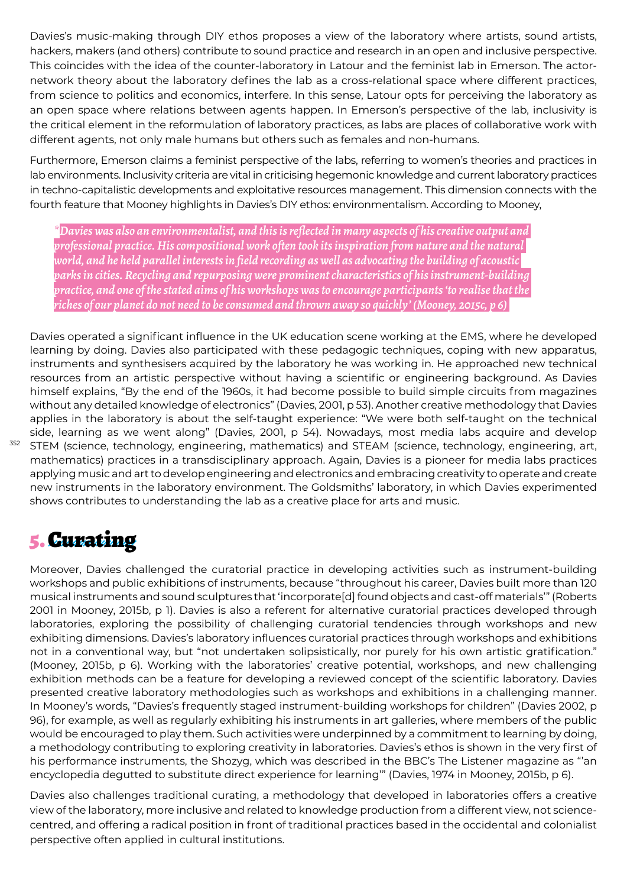Davies's music-making through DIY ethos proposes a view of the laboratory where artists, sound artists, hackers, makers (and others) contribute to sound practice and research in an open and inclusive perspective. This coincides with the idea of the counter-laboratory in Latour and the feminist lab in Emerson. The actor-network theory about the laboratory defines the lab as a cross-relational space where different practices, from science to politics and economics, interfere. In this sense, Latour opts for perceiving the laboratory as an open space where relations between agents happen. In Emerson's perspective of the lab, inclusivity is the critical element in the reformulation of laboratory practices, as labs are places of collaborative work with different agents, not only male humans but others such as females and non-humans.

Furthermore, Emerson claims a feminist perspective of the labs, referring to women's theories and practices in lab environments. Inclusivity criteria are vital in criticising hegemonic knowledge and current laboratory practices in techno-capitalistic developments and exploitative resources management. This dimension connects with the fourth feature that Mooney highlights in Davies's DIY ethos: environmentalism. According to Mooney,

> *"Davies was also an environmentalist, and this is reflected in many aspects of his creative output and professional practice. His compositional work often took its inspiration from nature and the natural world, and he held parallel interests in field recording as well as advocating the building of acoustic parks in cities. Recycling and repurposing were prominent characteristics of his instrument-building practice, and one of the stated aims of his workshops was to encourage participants 'to realise that the riches of our planet do not need to be consumed and thrown away so quickly' (Mooney, 2015c, p 6)*

Davies operated a significant influence in the UK education scene working at the EMS, where he developed learning by doing. Davies also participated with these pedagogic techniques, coping with new apparatus, instruments and synthesisers acquired by the laboratory he was working in. He approached new technical resources from an artistic perspective without having a scientific or engineering background. As Davies himself explains, "By the end of the 1960s, it had become possible to build simple circuits from magazines without any detailed knowledge of electronics" (Davies, 2001, p 53). Another creative methodology that Davies applies in the laboratory is about the self-taught experience: "We were both self-taught on the technical side, learning as we went along" (Davies, 2001, p 54). Nowadays, most media labs acquire and develop STEM (science, technology, engineering, mathematics) and STEAM (science, technology, engineering, art, mathematics) practices in a transdisciplinary approach. Again, Davies is a pioneer for media labs practices applying music and art to develop engineering and electronics and embracing creativity to operate and create new instruments in the laboratory environment. The Goldsmiths' laboratory, in which Davies experimented shows contributes to understanding the lab as a creative place for arts and music.

## 5. Curating

Moreover, Davies challenged the curatorial practice in developing activities such as instrument-building workshops and public exhibitions of instruments, because "throughout his career, Davies built more than 120 musical instruments and sound sculptures that 'incorporate[d] found objects and cast-off materials'" (Roberts 2001 in Mooney, 2015b, p 1). Davies is also a referent for alternative curatorial practices developed through laboratories, exploring the possibility of challenging curatorial tendencies through workshops and new exhibiting dimensions. Davies's laboratory influences curatorial practices through workshops and exhibitions not in a conventional way, but "not undertaken solipsistically, nor purely for his own artistic gratification." (Mooney, 2015b, p 6). Working with the laboratories' creative potential, workshops, and new challenging exhibition methods can be a feature for developing a reviewed concept of the scientific laboratory. Davies presented creative laboratory methodologies such as workshops and exhibitions in a challenging manner. In Mooney's words, "Davies's frequently staged instrument-building workshops for children" (Davies 2002, p 96), for example, as well as regularly exhibiting his instruments in art galleries, where members of the public would be encouraged to play them. Such activities were underpinned by a commitment to learning by doing, a methodology contributing to exploring creativity in laboratories. Davies's ethos is shown in the very first of his performance instruments, the Shozyg, which was described in the BBC's The Listener magazine as "'an encyclopedia degutted to substitute direct experience for learning'" (Davies, 1974 in Mooney, 2015b, p 6).

Davies also challenges traditional curating, a methodology that developed in laboratories offers a creative view of the laboratory, more inclusive and related to knowledge production from a different view, not science-centred, and offering a radical position in front of traditional practices based in the occidental and colonialist perspective often applied in cultural institutions.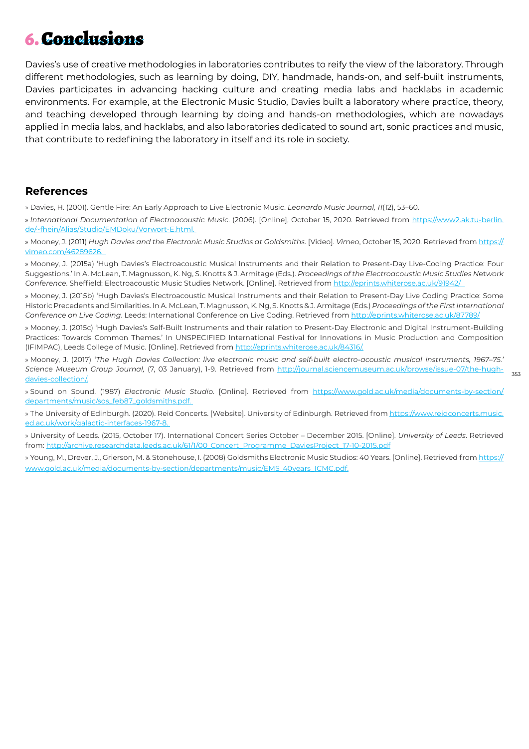# 6. Conclusions

Davies's use of creative methodologies in laboratories contributes to reify the view of the laboratory. Through different methodologies, such as learning by doing, DIY, handmade, hands-on, and self-built instruments, Davies participates in advancing hacking culture and creating media labs and hacklabs in academic environments. For example, at the Electronic Music Studio, Davies built a laboratory where practice, theory, and teaching developed through learning by doing and hands-on methodologies, which are nowadays applied in media labs, and hacklabs, and also laboratories dedicated to sound art, sonic practices and music, that contribute to redefining the laboratory in itself and its role in society.

## References

» Davies, H. (2001). Gentle Fire: An Early Approach to Live Electronic Music. *Leonardo Music Journal, 11*(12), 53–60.

» *International Documentation of Electroacoustic Music*. (2006). [Online], October 15, 2020. Retrieved from https://www2.ak.tu-berlin.de/~fhein/Alias/Studio/EMDoku/Vorwort-E.html.

» Mooney, J. (2011) *Hugh Davies and the Electronic Music Studios at Goldsmiths*. [Video]. *Vimeo*, October 15, 2020. Retrieved from https://vimeo.com/46289626.

» Mooney, J. (2015a) 'Hugh Davies's Electroacoustic Musical Instruments and their Relation to Present-Day Live-Coding Practice: Four Suggestions.' In A. McLean, T. Magnusson, K. Ng, S. Knotts & J. Armitage (Eds.). *Proceedings of the Electroacoustic Music Studies Network Conference*. Sheffield: Electroacoustic Music Studies Network. [Online]. Retrieved from http://eprints.whiterose.ac.uk/91942/

» Mooney, J. (2015b) 'Hugh Davies's Electroacoustic Musical Instruments and their Relation to Present-Day Live Coding Practice: Some Historic Precedents and Similarities. In A. McLean, T. Magnusson, K. Ng, S. Knotts & J. Armitage (Eds.) *Proceedings of the First International Conference on Live Coding*. Leeds: International Conference on Live Coding. Retrieved from http://eprints.whiterose.ac.uk/87789/

» Mooney, J. (2015c) 'Hugh Davies's Self-Built Instruments and their relation to Present-Day Electronic and Digital Instrument-Building Practices: Towards Common Themes.' In UNSPECIFIED International Festival for Innovations in Music Production and Composition (IFIMPAC), Leeds College of Music. [Online]. Retrieved from http://eprints.whiterose.ac.uk/84316/.

» Mooney, J. (2017) '*The Hugh Davies Collection: live electronic music and self-built electro-acoustic musical instruments, 1967–75.*' *Science Museum Group Journal,* (7, 03 January), 1-9. Retrieved from http://journal.sciencemuseum.ac.uk/browse/issue-07/the-hugh-davies-collection/.

» Sound on Sound. (1987) *Electronic Music Studio*. [Online]. Retrieved from https://www.gold.ac.uk/media/documents-by-section/departments/music/sos_feb87_goldsmiths.pdf.

» The University of Edinburgh. (2020). Reid Concerts. [Website]. University of Edinburgh. Retrieved from https://www.reidconcerts.music.ed.ac.uk/work/galactic-interfaces-1967-8.

» University of Leeds. (2015, October 17). International Concert Series October – December 2015. [Online]. *University of Leeds*. Retrieved from: http://archive.researchdata.leeds.ac.uk/61/1/00_Concert_Programme_DaviesProject_17-10-2015.pdf

» Young, M., Drever, J., Grierson, M. & Stonehouse, I. (2008) Goldsmiths Electronic Music Studios: 40 Years. [Online]. Retrieved from https://www.gold.ac.uk/media/documents-by-section/departments/music/EMS_40years_ICMC.pdf.